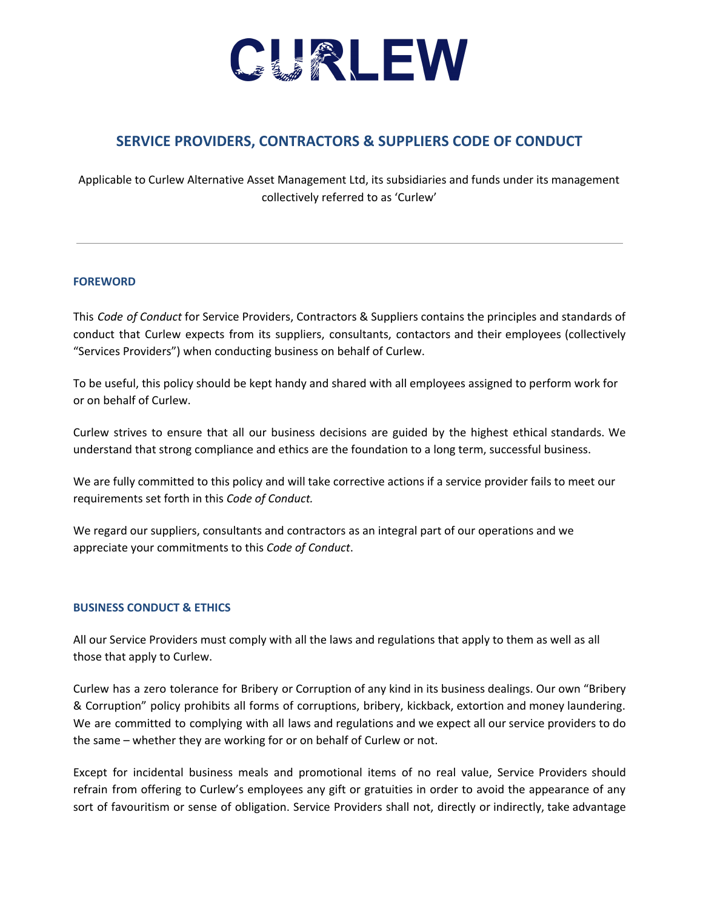# CURLEW

## SERVICE PROVIDERS, CONTRACTORS & SUPPLIERS CODE OF CONDUCT

Applicable to Curlew Alternative Asset Management Ltd, its subsidiaries and funds under its management collectively referred to as 'Curlew'

---

### FOREWORD

This *Code of Conduct* for Service Providers, Contractors & Suppliers contains the principles and standards of conduct that Curlew expects from its suppliers, consultants, contactors and their employees (collectively "Services Providers") when conducting business on behalf of Curlew.

To be useful, this policy should be kept handy and shared with all employees assigned to perform work for or on behalf of Curlew.

Curlew strives to ensure that all our business decisions are guided by the highest ethical standards. We understand that strong compliance and ethics are the foundation to a long term, successful business.

We are fully committed to this policy and will take corrective actions if a service provider fails to meet our requirements set forth in this *Code of Conduct.*

We regard our suppliers, consultants and contractors as an integral part of our operations and we appreciate your commitments to this *Code of Conduct*.

### BUSINESS CONDUCT & ETHICS

All our Service Providers must comply with all the laws and regulations that apply to them as well as all those that apply to Curlew.

Curlew has a zero tolerance for Bribery or Corruption of any kind in its business dealings. Our own "Bribery & Corruption" policy prohibits all forms of corruptions, bribery, kickback, extortion and money laundering. We are committed to complying with all laws and regulations and we expect all our service providers to do the same – whether they are working for or on behalf of Curlew or not.

Except for incidental business meals and promotional items of no real value, Service Providers should refrain from offering to Curlew's employees any gift or gratuities in order to avoid the appearance of any sort of favouritism or sense of obligation. Service Providers shall not, directly or indirectly, take advantage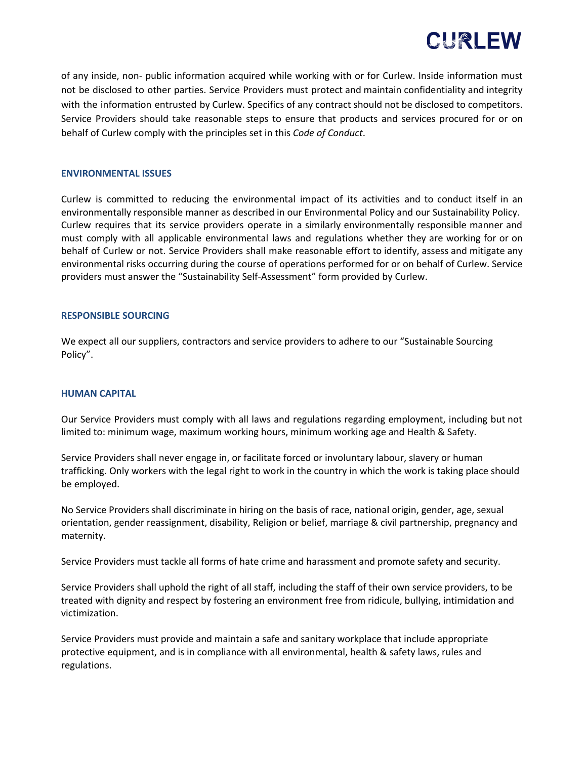of any inside, non- public information acquired while working with or for Curlew. Inside information must not be disclosed to other parties. Service Providers must protect and maintain confidentiality and integrity with the information entrusted by Curlew. Specifics of any contract should not be disclosed to competitors. Service Providers should take reasonable steps to ensure that products and services procured for or on behalf of Curlew comply with the principles set in this *Code of Conduct*.

## ENVIRONMENTAL ISSUES

Curlew is committed to reducing the environmental impact of its activities and to conduct itself in an environmentally responsible manner as described in our Environmental Policy and our Sustainability Policy. Curlew requires that its service providers operate in a similarly environmentally responsible manner and must comply with all applicable environmental laws and regulations whether they are working for or on behalf of Curlew or not. Service Providers shall make reasonable effort to identify, assess and mitigate any environmental risks occurring during the course of operations performed for or on behalf of Curlew. Service providers must answer the "Sustainability Self-Assessment" form provided by Curlew.

## RESPONSIBLE SOURCING

We expect all our suppliers, contractors and service providers to adhere to our "Sustainable Sourcing Policy".

## HUMAN CAPITAL

Our Service Providers must comply with all laws and regulations regarding employment, including but not limited to: minimum wage, maximum working hours, minimum working age and Health & Safety.

Service Providers shall never engage in, or facilitate forced or involuntary labour, slavery or human trafficking. Only workers with the legal right to work in the country in which the work is taking place should be employed.

No Service Providers shall discriminate in hiring on the basis of race, national origin, gender, age, sexual orientation, gender reassignment, disability, Religion or belief, marriage & civil partnership, pregnancy and maternity.

Service Providers must tackle all forms of hate crime and harassment and promote safety and security.

Service Providers shall uphold the right of all staff, including the staff of their own service providers, to be treated with dignity and respect by fostering an environment free from ridicule, bullying, intimidation and victimization.

Service Providers must provide and maintain a safe and sanitary workplace that include appropriate protective equipment, and is in compliance with all environmental, health & safety laws, rules and regulations.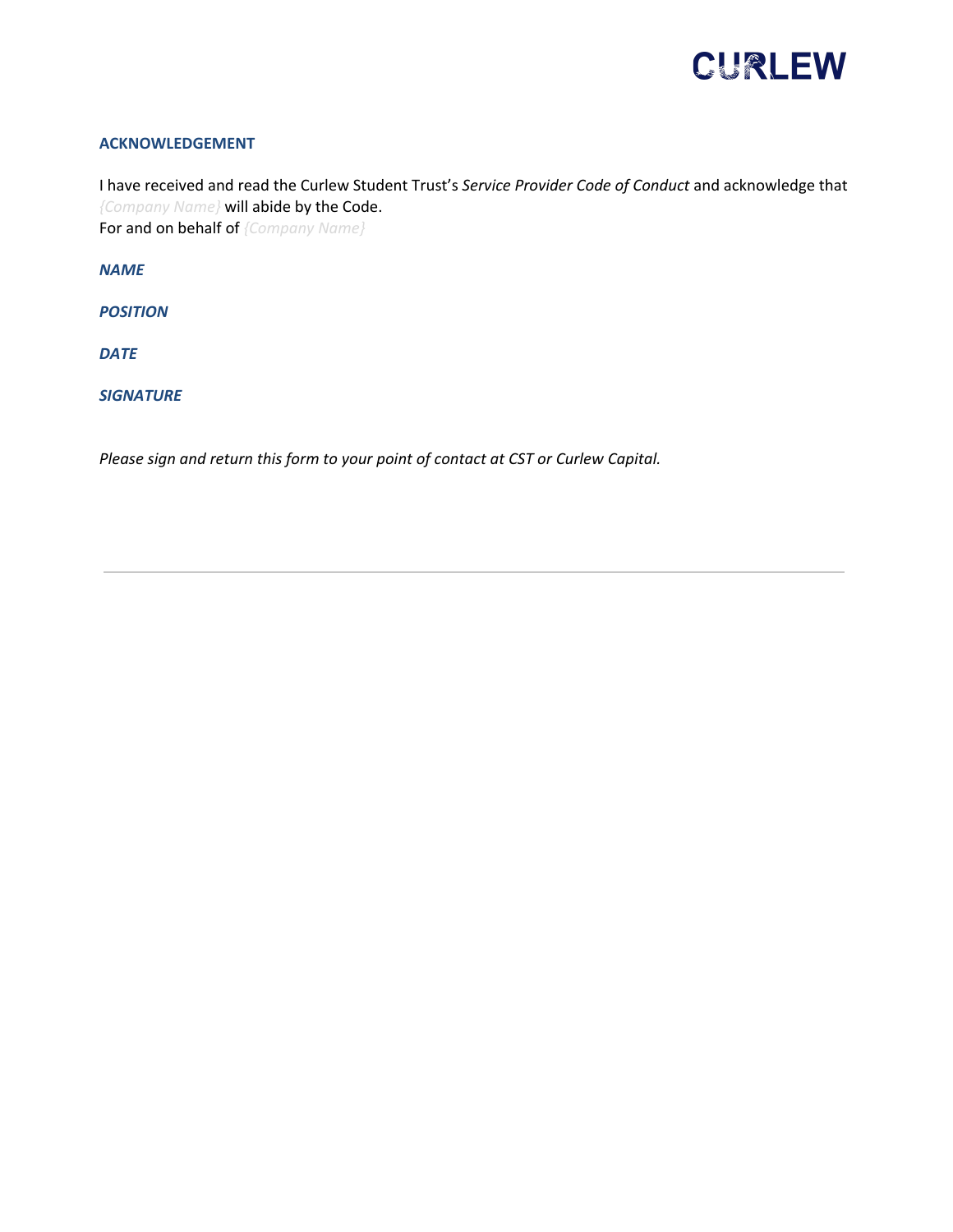## ACKNOWLEDGEMENT

I have received and read the Curlew Student Trust's *Service Provider Code of Conduct* and acknowledge that *{Company Name}* will abide by the Code.
For and on behalf of *{Company Name}*

***NAME***

***POSITION***

***DATE***

***SIGNATURE***

*Please sign and return this form to your point of contact at CST or Curlew Capital.*

---